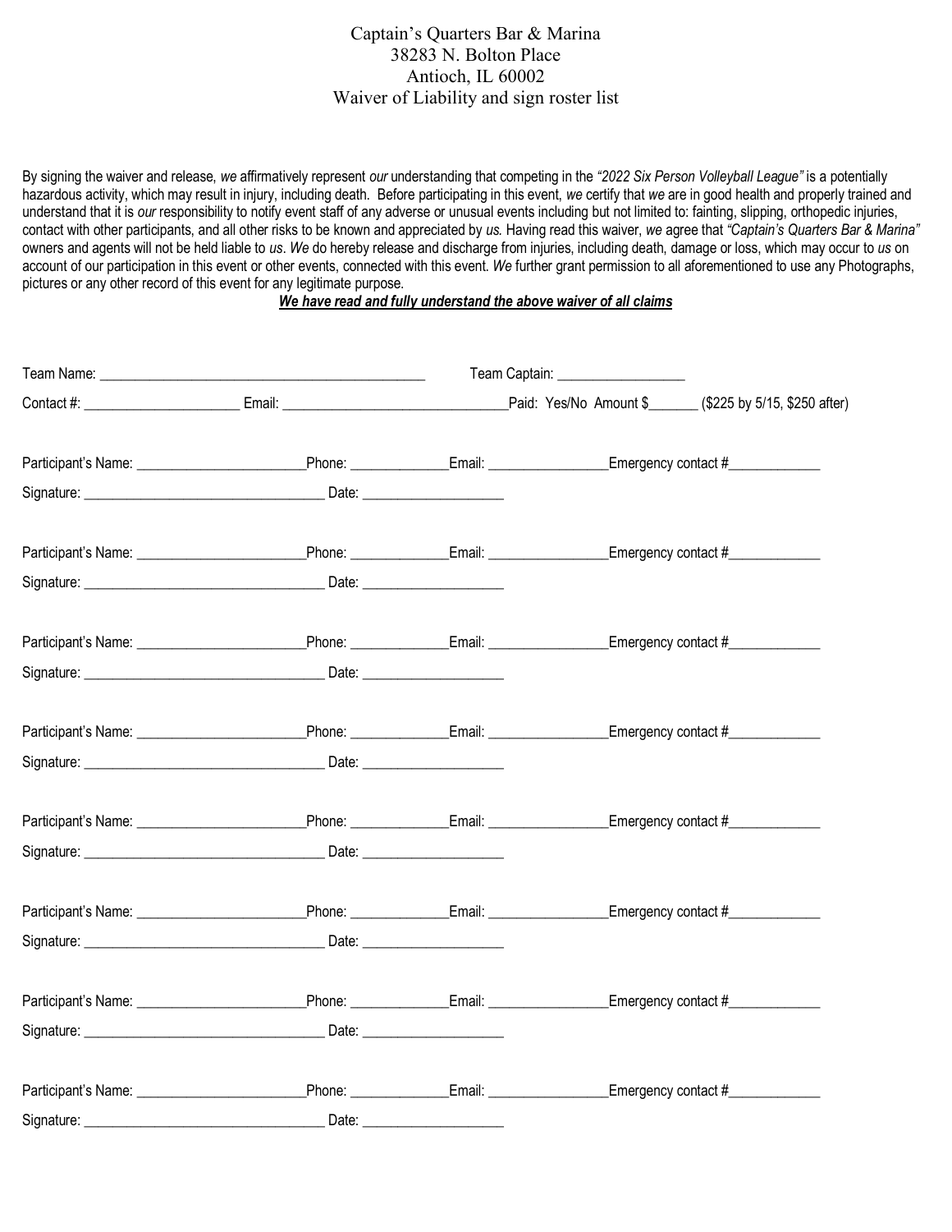Captain's Quarters Bar & Marina
38283 N. Bolton Place
Antioch, IL 60002
Waiver of Liability and sign roster list

By signing the waiver and release, *we* affirmatively represent *our* understanding that competing in the *"2022 Six Person Volleyball League"* is a potentially hazardous activity, which may result in injury, including death. Before participating in this event, *we* certify that *we* are in good health and properly trained and understand that it is *our* responsibility to notify event staff of any adverse or unusual events including but not limited to: fainting, slipping, orthopedic injuries, contact with other participants, and all other risks to be known and appreciated by *us.* Having read this waiver, *we* agree that *"Captain's Quarters Bar & Marina"* owners and agents will not be held liable to *us*. *We* do hereby release and discharge from injuries, including death, damage or loss, which may occur to *us* on account of our participation in this event or other events, connected with this event. *We* further grant permission to all aforementioned to use any Photographs, pictures or any other record of this event for any legitimate purpose.

***We have read and fully understand the above waiver of all claims***

Team Name: _______________________________________________ Team Captain: __________________

Contact #: ______________________ Email: ________________________________Paid: Yes/No Amount $_______ ($225 by 5/15, $250 after)

Participant's Name: ________________________Phone: ______________Email: _________________Emergency contact #_____________

Signature: __________________________________ Date: ____________________

Participant's Name: ________________________Phone: ______________Email: _________________Emergency contact #_____________

Signature: __________________________________ Date: ____________________

Participant's Name: ________________________Phone: ______________Email: _________________Emergency contact #_____________

Signature: __________________________________ Date: ____________________

Participant's Name: ________________________Phone: ______________Email: _________________Emergency contact #_____________

Signature: __________________________________ Date: ____________________

Participant's Name: ________________________Phone: ______________Email: _________________Emergency contact #_____________

Signature: __________________________________ Date: ____________________

Participant's Name: ________________________Phone: ______________Email: _________________Emergency contact #_____________

Signature: __________________________________ Date: ____________________

Participant's Name: ________________________Phone: ______________Email: _________________Emergency contact #_____________

Signature: __________________________________ Date: ____________________

Participant's Name: ________________________Phone: ______________Email: _________________Emergency contact #_____________

Signature: __________________________________ Date: ____________________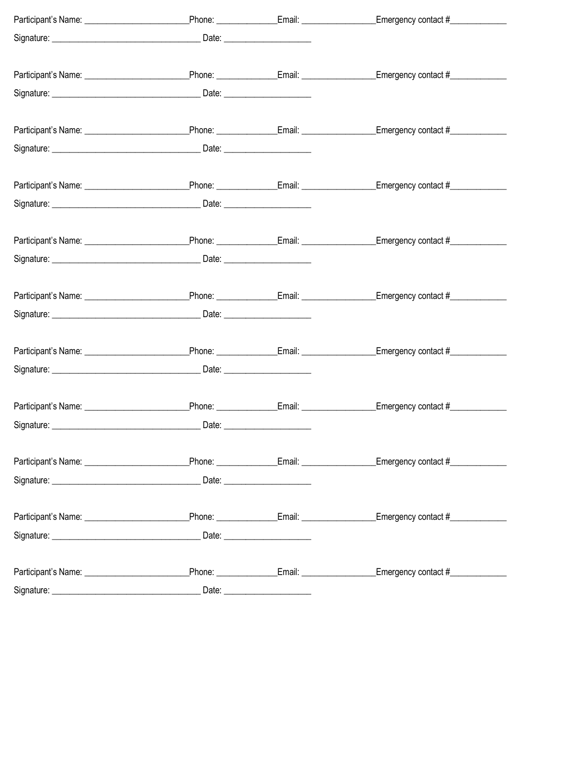Participant's Name: ________________________Phone: ______________Email: _________________Emergency contact #_____________

Signature: __________________________________ Date: ____________________

Participant's Name: ________________________Phone: ______________Email: _________________Emergency contact #_____________

Signature: __________________________________ Date: ____________________

Participant's Name: ________________________Phone: ______________Email: _________________Emergency contact #_____________

Signature: __________________________________ Date: ____________________

Participant's Name: ________________________Phone: ______________Email: _________________Emergency contact #_____________

Signature: __________________________________ Date: ____________________

Participant's Name: ________________________Phone: ______________Email: _________________Emergency contact #_____________

Signature: __________________________________ Date: ____________________

Participant's Name: ________________________Phone: ______________Email: _________________Emergency contact #_____________

Signature: __________________________________ Date: ____________________

Participant's Name: ________________________Phone: ______________Email: _________________Emergency contact #_____________

Signature: __________________________________ Date: ____________________

Participant's Name: ________________________Phone: ______________Email: _________________Emergency contact #_____________

Signature: __________________________________ Date: ____________________

Participant's Name: ________________________Phone: ______________Email: _________________Emergency contact #_____________

Signature: __________________________________ Date: ____________________

Participant's Name: ________________________Phone: ______________Email: _________________Emergency contact #_____________

Signature: __________________________________ Date: ____________________

Participant's Name: ________________________Phone: ______________Email: _________________Emergency contact #_____________

Signature: __________________________________ Date: ____________________